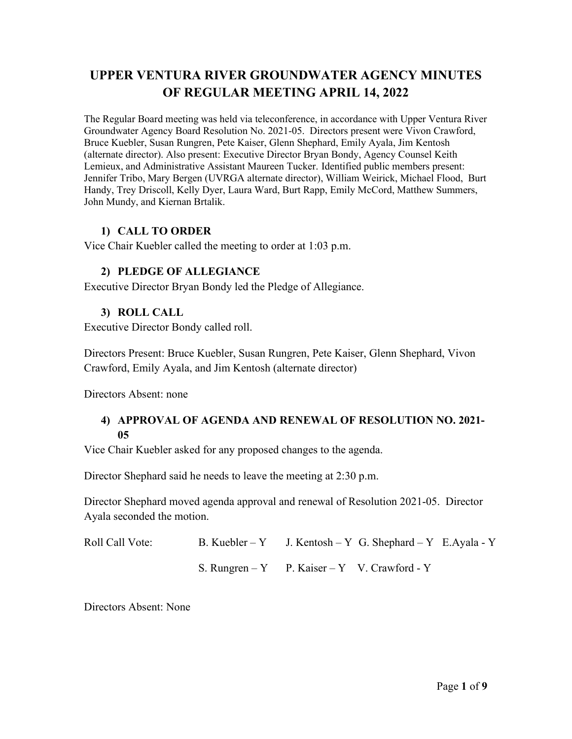# UPPER VENTURA RIVER GROUNDWATER AGENCY MINUTES OF REGULAR MEETING APRIL 14, 2022

The Regular Board meeting was held via teleconference, in accordance with Upper Ventura River Groundwater Agency Board Resolution No. 2021-05. Directors present were Vivon Crawford, Bruce Kuebler, Susan Rungren, Pete Kaiser, Glenn Shephard, Emily Ayala, Jim Kentosh (alternate director). Also present: Executive Director Bryan Bondy, Agency Counsel Keith Lemieux, and Administrative Assistant Maureen Tucker. Identified public members present: Jennifer Tribo, Mary Bergen (UVRGA alternate director), William Weirick, Michael Flood, Burt Handy, Trey Driscoll, Kelly Dyer, Laura Ward, Burt Rapp, Emily McCord, Matthew Summers, John Mundy, and Kiernan Brtalik.

## 1) CALL TO ORDER

Vice Chair Kuebler called the meeting to order at 1:03 p.m.

## 2) PLEDGE OF ALLEGIANCE

Executive Director Bryan Bondy led the Pledge of Allegiance.

## 3) ROLL CALL

Executive Director Bondy called roll.

Directors Present: Bruce Kuebler, Susan Rungren, Pete Kaiser, Glenn Shephard, Vivon Crawford, Emily Ayala, and Jim Kentosh (alternate director)

Directors Absent: none

## 4) APPROVAL OF AGENDA AND RENEWAL OF RESOLUTION NO. 2021-05

Vice Chair Kuebler asked for any proposed changes to the agenda.

Director Shephard said he needs to leave the meeting at 2:30 p.m.

Director Shephard moved agenda approval and renewal of Resolution 2021-05. Director Ayala seconded the motion.

Roll Call Vote: B. Kuebler – Y J. Kentosh – Y G. Shephard – Y E.Ayala - Y

S. Rungren – Y P. Kaiser – Y V. Crawford - Y

Directors Absent: None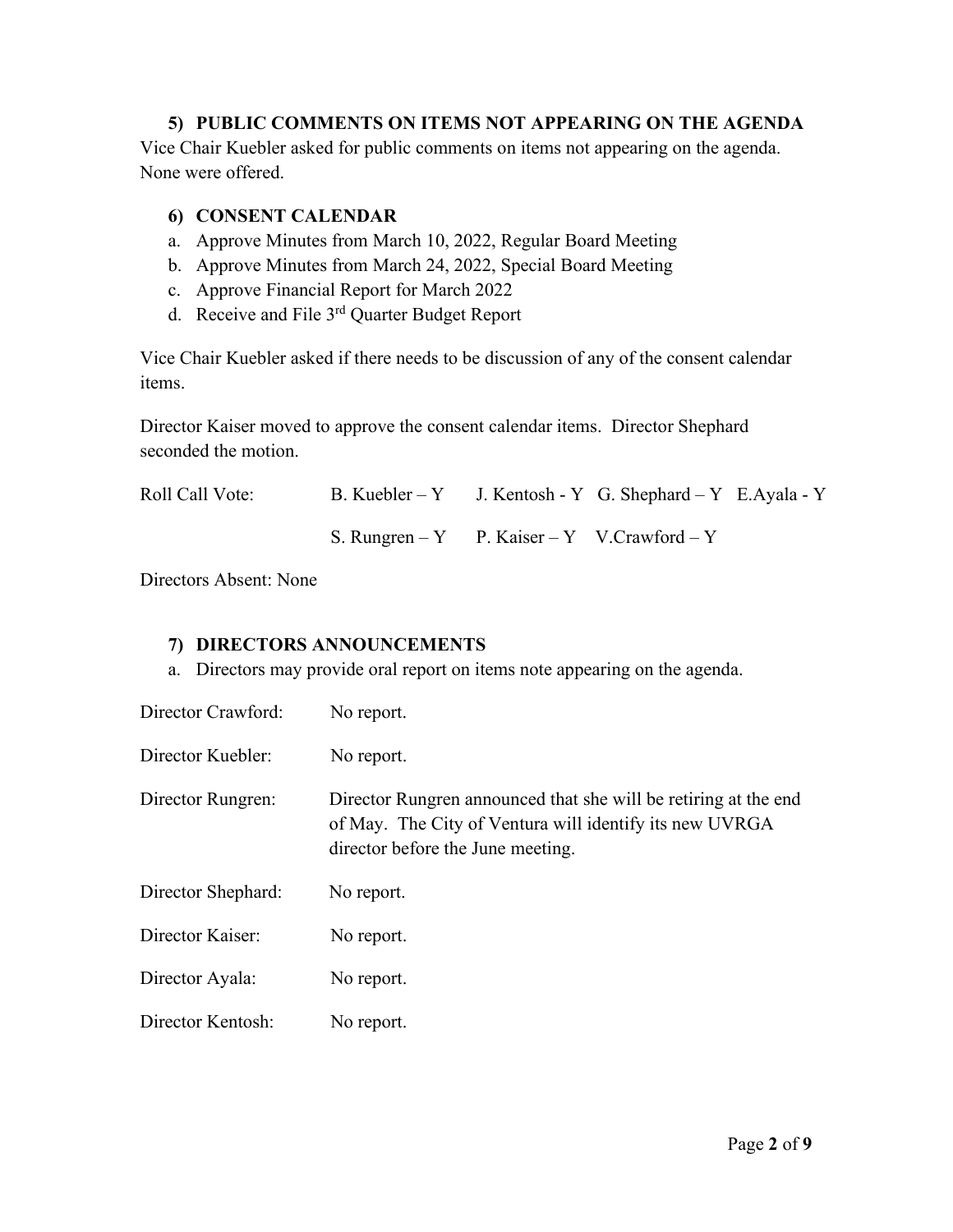### 5) PUBLIC COMMENTS ON ITEMS NOT APPEARING ON THE AGENDA

Vice Chair Kuebler asked for public comments on items not appearing on the agenda. None were offered.

### 6) CONSENT CALENDAR

a. Approve Minutes from March 10, 2022, Regular Board Meeting
b. Approve Minutes from March 24, 2022, Special Board Meeting
c. Approve Financial Report for March 2022
d. Receive and File 3rd Quarter Budget Report

Vice Chair Kuebler asked if there needs to be discussion of any of the consent calendar items.

Director Kaiser moved to approve the consent calendar items. Director Shephard seconded the motion.

Roll Call Vote: B. Kuebler – Y J. Kentosh - Y G. Shephard – Y E.Ayala - Y

S. Rungren – Y P. Kaiser – Y V.Crawford – Y

Directors Absent: None

### 7) DIRECTORS ANNOUNCEMENTS

a. Directors may provide oral report on items note appearing on the agenda.

Director Crawford: No report.

Director Kuebler: No report.

Director Rungren: Director Rungren announced that she will be retiring at the end of May. The City of Ventura will identify its new UVRGA director before the June meeting.

Director Shephard: No report.

Director Kaiser: No report.

Director Ayala: No report.

Director Kentosh: No report.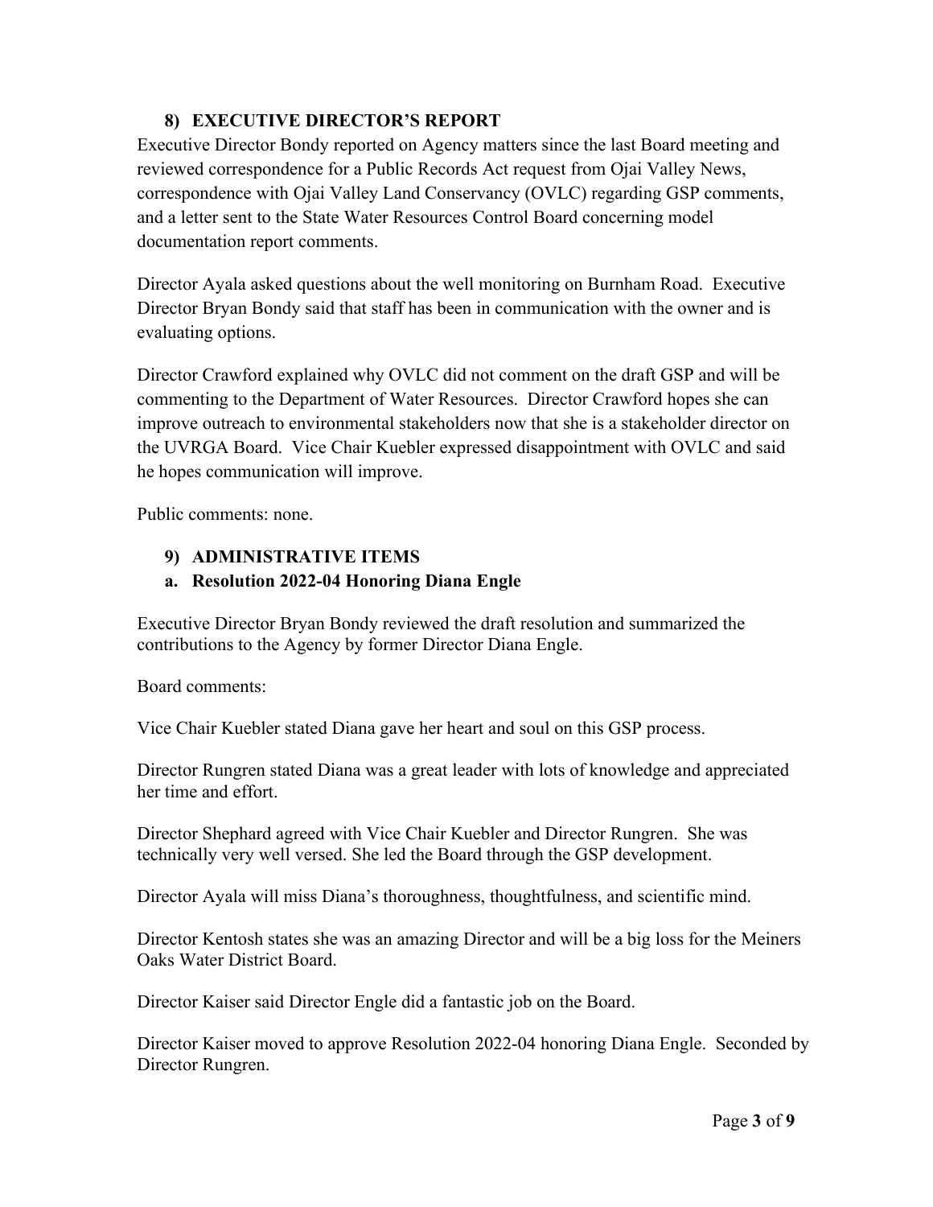## 8) EXECUTIVE DIRECTOR'S REPORT

Executive Director Bondy reported on Agency matters since the last Board meeting and reviewed correspondence for a Public Records Act request from Ojai Valley News, correspondence with Ojai Valley Land Conservancy (OVLC) regarding GSP comments, and a letter sent to the State Water Resources Control Board concerning model documentation report comments.

Director Ayala asked questions about the well monitoring on Burnham Road. Executive Director Bryan Bondy said that staff has been in communication with the owner and is evaluating options.

Director Crawford explained why OVLC did not comment on the draft GSP and will be commenting to the Department of Water Resources. Director Crawford hopes she can improve outreach to environmental stakeholders now that she is a stakeholder director on the UVRGA Board. Vice Chair Kuebler expressed disappointment with OVLC and said he hopes communication will improve.

Public comments: none.

## 9) ADMINISTRATIVE ITEMS

### a. Resolution 2022-04 Honoring Diana Engle

Executive Director Bryan Bondy reviewed the draft resolution and summarized the contributions to the Agency by former Director Diana Engle.

Board comments:

Vice Chair Kuebler stated Diana gave her heart and soul on this GSP process.

Director Rungren stated Diana was a great leader with lots of knowledge and appreciated her time and effort.

Director Shephard agreed with Vice Chair Kuebler and Director Rungren. She was technically very well versed. She led the Board through the GSP development.

Director Ayala will miss Diana's thoroughness, thoughtfulness, and scientific mind.

Director Kentosh states she was an amazing Director and will be a big loss for the Meiners Oaks Water District Board.

Director Kaiser said Director Engle did a fantastic job on the Board.

Director Kaiser moved to approve Resolution 2022-04 honoring Diana Engle. Seconded by Director Rungren.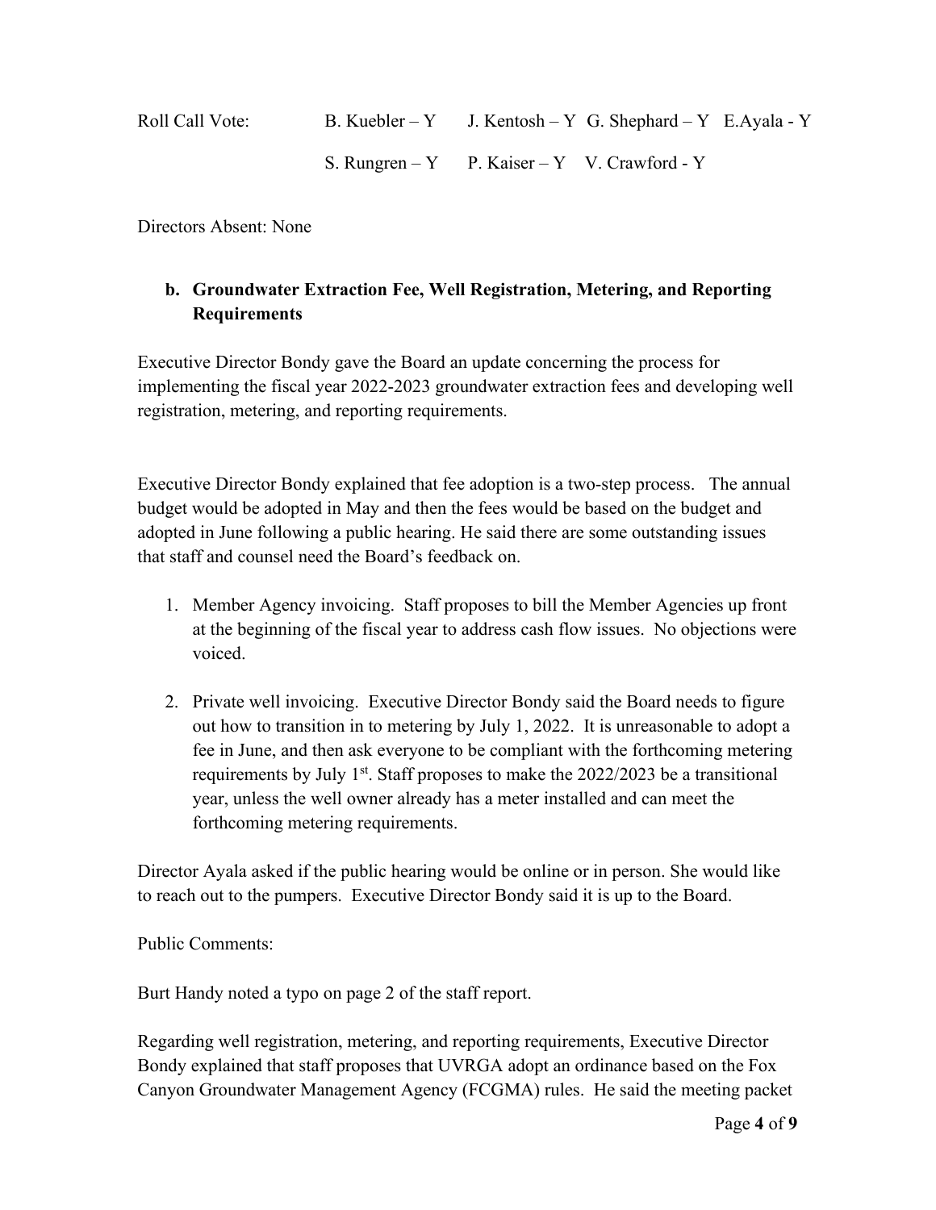Roll Call Vote: B. Kuebler – Y J. Kentosh – Y G. Shephard – Y E.Ayala - Y

S. Rungren – Y P. Kaiser – Y V. Crawford - Y

Directors Absent: None

**b. Groundwater Extraction Fee, Well Registration, Metering, and Reporting Requirements**

Executive Director Bondy gave the Board an update concerning the process for implementing the fiscal year 2022-2023 groundwater extraction fees and developing well registration, metering, and reporting requirements.

Executive Director Bondy explained that fee adoption is a two-step process. The annual budget would be adopted in May and then the fees would be based on the budget and adopted in June following a public hearing. He said there are some outstanding issues that staff and counsel need the Board's feedback on.

1. Member Agency invoicing. Staff proposes to bill the Member Agencies up front at the beginning of the fiscal year to address cash flow issues. No objections were voiced.
2. Private well invoicing. Executive Director Bondy said the Board needs to figure out how to transition in to metering by July 1, 2022. It is unreasonable to adopt a fee in June, and then ask everyone to be compliant with the forthcoming metering requirements by July 1st. Staff proposes to make the 2022/2023 be a transitional year, unless the well owner already has a meter installed and can meet the forthcoming metering requirements.

Director Ayala asked if the public hearing would be online or in person. She would like to reach out to the pumpers. Executive Director Bondy said it is up to the Board.

Public Comments:

Burt Handy noted a typo on page 2 of the staff report.

Regarding well registration, metering, and reporting requirements, Executive Director Bondy explained that staff proposes that UVRGA adopt an ordinance based on the Fox Canyon Groundwater Management Agency (FCGMA) rules. He said the meeting packet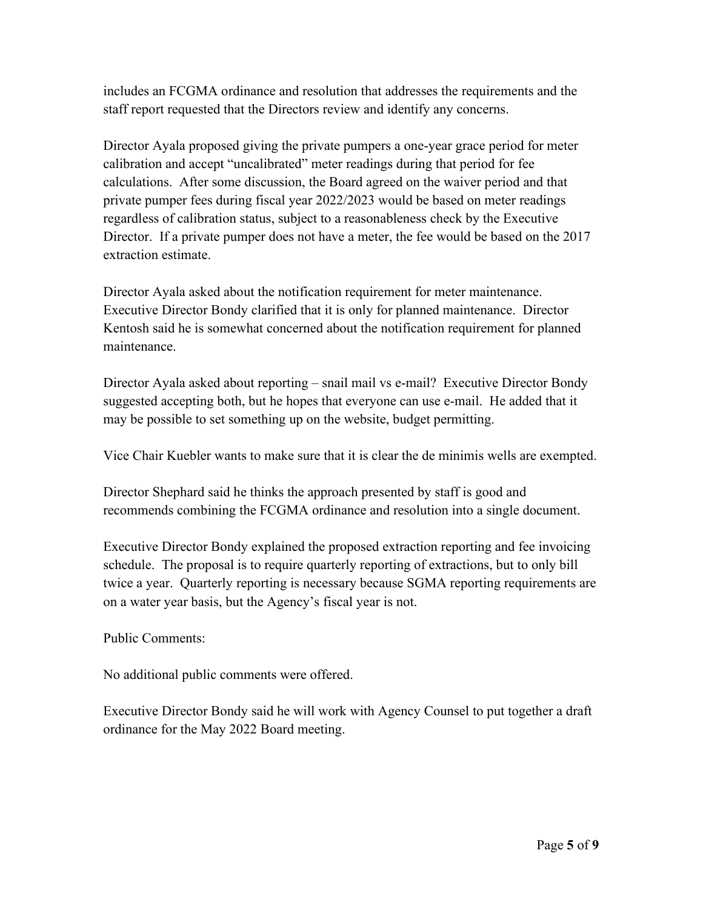includes an FCGMA ordinance and resolution that addresses the requirements and the staff report requested that the Directors review and identify any concerns.

Director Ayala proposed giving the private pumpers a one-year grace period for meter calibration and accept "uncalibrated" meter readings during that period for fee calculations. After some discussion, the Board agreed on the waiver period and that private pumper fees during fiscal year 2022/2023 would be based on meter readings regardless of calibration status, subject to a reasonableness check by the Executive Director. If a private pumper does not have a meter, the fee would be based on the 2017 extraction estimate.

Director Ayala asked about the notification requirement for meter maintenance. Executive Director Bondy clarified that it is only for planned maintenance. Director Kentosh said he is somewhat concerned about the notification requirement for planned maintenance.

Director Ayala asked about reporting – snail mail vs e-mail? Executive Director Bondy suggested accepting both, but he hopes that everyone can use e-mail. He added that it may be possible to set something up on the website, budget permitting.

Vice Chair Kuebler wants to make sure that it is clear the de minimis wells are exempted.

Director Shephard said he thinks the approach presented by staff is good and recommends combining the FCGMA ordinance and resolution into a single document.

Executive Director Bondy explained the proposed extraction reporting and fee invoicing schedule. The proposal is to require quarterly reporting of extractions, but to only bill twice a year. Quarterly reporting is necessary because SGMA reporting requirements are on a water year basis, but the Agency's fiscal year is not.

Public Comments:

No additional public comments were offered.

Executive Director Bondy said he will work with Agency Counsel to put together a draft ordinance for the May 2022 Board meeting.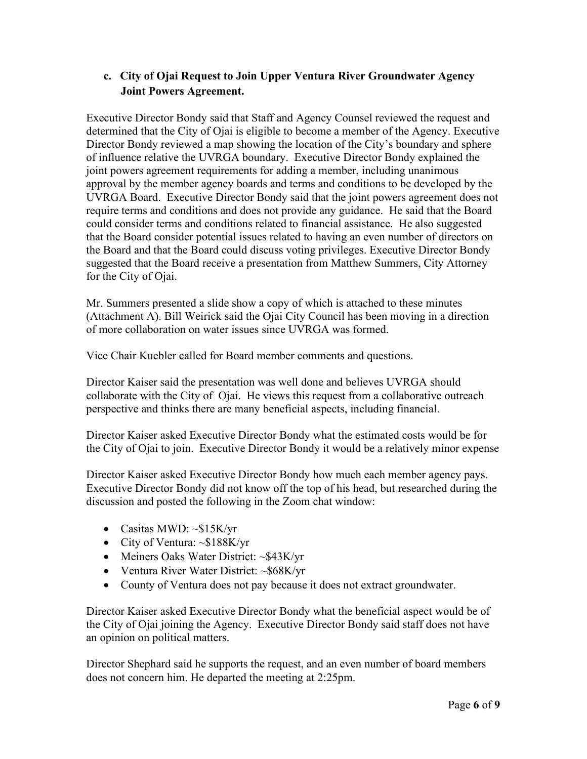**c. City of Ojai Request to Join Upper Ventura River Groundwater Agency Joint Powers Agreement.**

Executive Director Bondy said that Staff and Agency Counsel reviewed the request and determined that the City of Ojai is eligible to become a member of the Agency. Executive Director Bondy reviewed a map showing the location of the City's boundary and sphere of influence relative the UVRGA boundary. Executive Director Bondy explained the joint powers agreement requirements for adding a member, including unanimous approval by the member agency boards and terms and conditions to be developed by the UVRGA Board. Executive Director Bondy said that the joint powers agreement does not require terms and conditions and does not provide any guidance. He said that the Board could consider terms and conditions related to financial assistance. He also suggested that the Board consider potential issues related to having an even number of directors on the Board and that the Board could discuss voting privileges. Executive Director Bondy suggested that the Board receive a presentation from Matthew Summers, City Attorney for the City of Ojai.

Mr. Summers presented a slide show a copy of which is attached to these minutes (Attachment A). Bill Weirick said the Ojai City Council has been moving in a direction of more collaboration on water issues since UVRGA was formed.

Vice Chair Kuebler called for Board member comments and questions.

Director Kaiser said the presentation was well done and believes UVRGA should collaborate with the City of Ojai. He views this request from a collaborative outreach perspective and thinks there are many beneficial aspects, including financial.

Director Kaiser asked Executive Director Bondy what the estimated costs would be for the City of Ojai to join. Executive Director Bondy it would be a relatively minor expense

Director Kaiser asked Executive Director Bondy how much each member agency pays. Executive Director Bondy did not know off the top of his head, but researched during the discussion and posted the following in the Zoom chat window:

- Casitas MWD: ~$15K/yr
- City of Ventura: ~$188K/yr
- Meiners Oaks Water District: ~$43K/yr
- Ventura River Water District: ~$68K/yr
- County of Ventura does not pay because it does not extract groundwater.

Director Kaiser asked Executive Director Bondy what the beneficial aspect would be of the City of Ojai joining the Agency. Executive Director Bondy said staff does not have an opinion on political matters.

Director Shephard said he supports the request, and an even number of board members does not concern him. He departed the meeting at 2:25pm.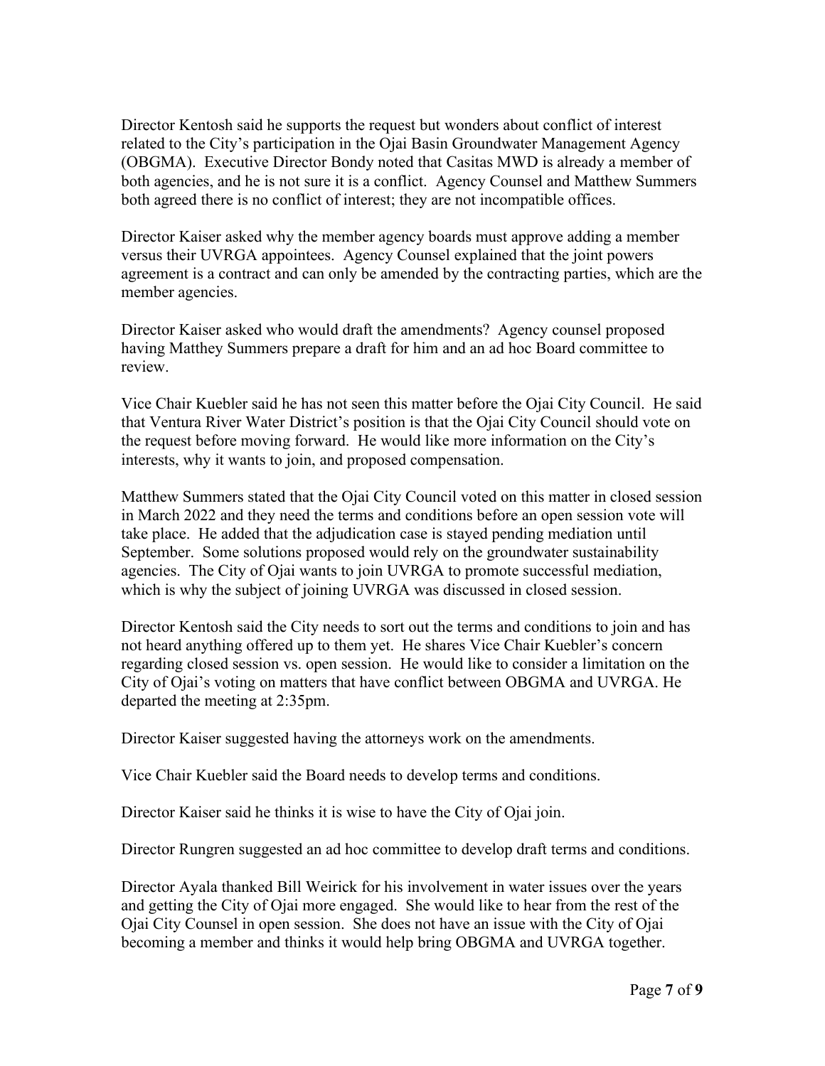Director Kentosh said he supports the request but wonders about conflict of interest related to the City's participation in the Ojai Basin Groundwater Management Agency (OBGMA). Executive Director Bondy noted that Casitas MWD is already a member of both agencies, and he is not sure it is a conflict. Agency Counsel and Matthew Summers both agreed there is no conflict of interest; they are not incompatible offices.

Director Kaiser asked why the member agency boards must approve adding a member versus their UVRGA appointees. Agency Counsel explained that the joint powers agreement is a contract and can only be amended by the contracting parties, which are the member agencies.

Director Kaiser asked who would draft the amendments? Agency counsel proposed having Matthey Summers prepare a draft for him and an ad hoc Board committee to review.

Vice Chair Kuebler said he has not seen this matter before the Ojai City Council. He said that Ventura River Water District's position is that the Ojai City Council should vote on the request before moving forward. He would like more information on the City's interests, why it wants to join, and proposed compensation.

Matthew Summers stated that the Ojai City Council voted on this matter in closed session in March 2022 and they need the terms and conditions before an open session vote will take place. He added that the adjudication case is stayed pending mediation until September. Some solutions proposed would rely on the groundwater sustainability agencies. The City of Ojai wants to join UVRGA to promote successful mediation, which is why the subject of joining UVRGA was discussed in closed session.

Director Kentosh said the City needs to sort out the terms and conditions to join and has not heard anything offered up to them yet. He shares Vice Chair Kuebler's concern regarding closed session vs. open session. He would like to consider a limitation on the City of Ojai's voting on matters that have conflict between OBGMA and UVRGA. He departed the meeting at 2:35pm.

Director Kaiser suggested having the attorneys work on the amendments.

Vice Chair Kuebler said the Board needs to develop terms and conditions.

Director Kaiser said he thinks it is wise to have the City of Ojai join.

Director Rungren suggested an ad hoc committee to develop draft terms and conditions.

Director Ayala thanked Bill Weirick for his involvement in water issues over the years and getting the City of Ojai more engaged. She would like to hear from the rest of the Ojai City Counsel in open session. She does not have an issue with the City of Ojai becoming a member and thinks it would help bring OBGMA and UVRGA together.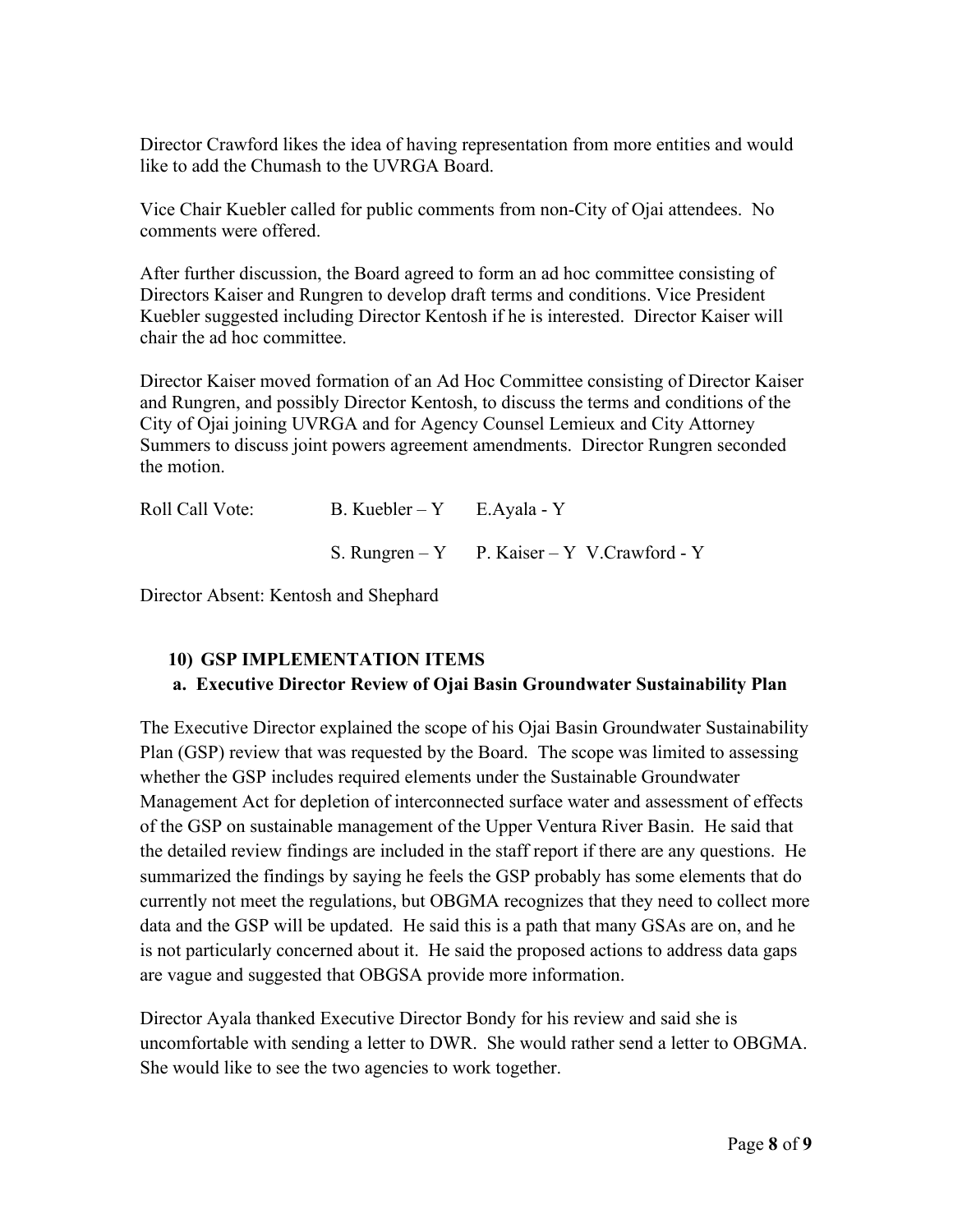Director Crawford likes the idea of having representation from more entities and would like to add the Chumash to the UVRGA Board.

Vice Chair Kuebler called for public comments from non-City of Ojai attendees. No comments were offered.

After further discussion, the Board agreed to form an ad hoc committee consisting of Directors Kaiser and Rungren to develop draft terms and conditions. Vice President Kuebler suggested including Director Kentosh if he is interested. Director Kaiser will chair the ad hoc committee.

Director Kaiser moved formation of an Ad Hoc Committee consisting of Director Kaiser and Rungren, and possibly Director Kentosh, to discuss the terms and conditions of the City of Ojai joining UVRGA and for Agency Counsel Lemieux and City Attorney Summers to discuss joint powers agreement amendments. Director Rungren seconded the motion.

Roll Call Vote: B. Kuebler – Y E.Ayala - Y

S. Rungren – Y P. Kaiser – Y V.Crawford - Y

Director Absent: Kentosh and Shephard

**10) GSP IMPLEMENTATION ITEMS**

**a. Executive Director Review of Ojai Basin Groundwater Sustainability Plan**

The Executive Director explained the scope of his Ojai Basin Groundwater Sustainability Plan (GSP) review that was requested by the Board. The scope was limited to assessing whether the GSP includes required elements under the Sustainable Groundwater Management Act for depletion of interconnected surface water and assessment of effects of the GSP on sustainable management of the Upper Ventura River Basin. He said that the detailed review findings are included in the staff report if there are any questions. He summarized the findings by saying he feels the GSP probably has some elements that do currently not meet the regulations, but OBGMA recognizes that they need to collect more data and the GSP will be updated. He said this is a path that many GSAs are on, and he is not particularly concerned about it. He said the proposed actions to address data gaps are vague and suggested that OBGSA provide more information.

Director Ayala thanked Executive Director Bondy for his review and said she is uncomfortable with sending a letter to DWR. She would rather send a letter to OBGMA. She would like to see the two agencies to work together.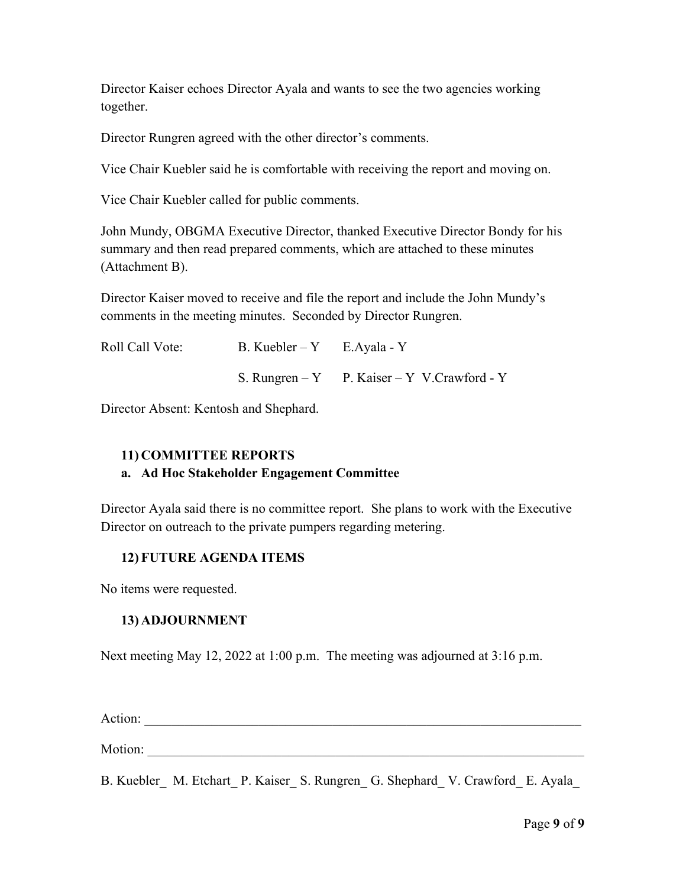Director Kaiser echoes Director Ayala and wants to see the two agencies working together.

Director Rungren agreed with the other director's comments.

Vice Chair Kuebler said he is comfortable with receiving the report and moving on.

Vice Chair Kuebler called for public comments.

John Mundy, OBGMA Executive Director, thanked Executive Director Bondy for his summary and then read prepared comments, which are attached to these minutes (Attachment B).

Director Kaiser moved to receive and file the report and include the John Mundy's comments in the meeting minutes. Seconded by Director Rungren.

| | | | |
|---|---|---|---|
| Roll Call Vote: | B. Kuebler – Y | E.Ayala - Y | |
| | S. Rungren – Y | P. Kaiser – Y | V.Crawford - Y |

Director Absent: Kentosh and Shephard.

### 11) COMMITTEE REPORTS

#### a. Ad Hoc Stakeholder Engagement Committee

Director Ayala said there is no committee report. She plans to work with the Executive Director on outreach to the private pumpers regarding metering.

### 12) FUTURE AGENDA ITEMS

No items were requested.

### 13) ADJOURNMENT

Next meeting May 12, 2022 at 1:00 p.m. The meeting was adjourned at 3:16 p.m.

Action: ______________________________________________________________________

Motion: ______________________________________________________________________

B. Kuebler_ M. Etchart_ P. Kaiser_ S. Rungren_ G. Shephard_ V. Crawford_ E. Ayala_